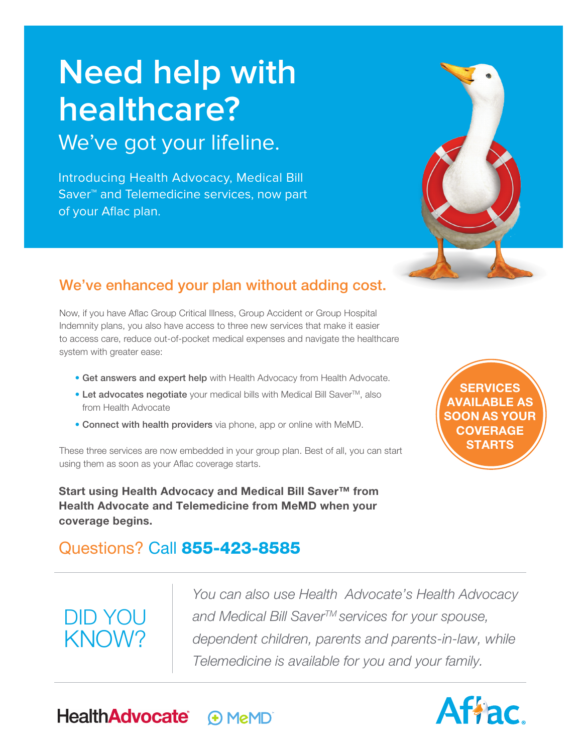# Need help with healthcare?

## We've got your lifeline.

Introducing Health Advocacy, Medical Bill Saver™ and Telemedicine services, now part of your Aflac plan.

## We've enhanced your plan without adding cost.

Now, if you have Aflac Group Critical Illness, Group Accident or Group Hospital Indemnity plans, you also have access to three new services that make it easier to access care, reduce out-of-pocket medical expenses and navigate the healthcare system with greater ease:

- **Get answers and expert help** with Health Advocacy from Health Advocate.
- **Let advocates negotiate** your medical bills with Medical Bill Saver™, also from Health Advocate
- **Connect with health providers** via phone, app or online with MeMD.

**SERVICES AVAILABLE AS SOON AS YOUR COVERAGE STARTS**

These three services are now embedded in your group plan. Best of all, you can start using them as soon as your Aflac coverage starts.

**Start using Health Advocacy and Medical Bill Saver™ from Health Advocate and Telemedicine from MeMD when your coverage begins.**

## Questions? Call **855-423-8585**

---

**DID YOU KNOW?**

*You can also use Health Advocate's Health Advocacy and Medical Bill Saver™ services for your spouse, dependent children, parents and parents-in-law, while Telemedicine is available for you and your family.*

---

HealthAdvocate MeMD Aflac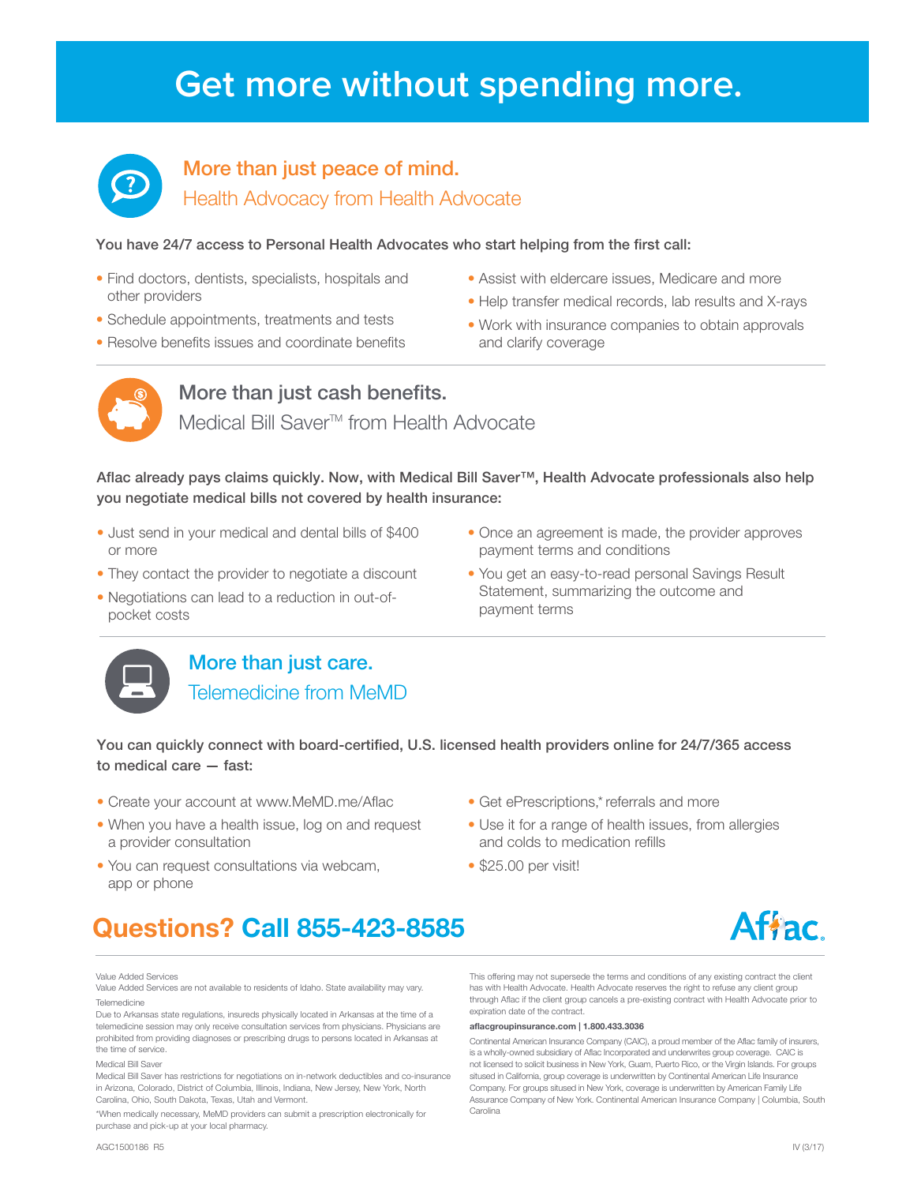# Get more without spending more.

## More than just peace of mind.

### Health Advocacy from Health Advocate

**You have 24/7 access to Personal Health Advocates who start helping from the first call:**

- Find doctors, dentists, specialists, hospitals and other providers
- Schedule appointments, treatments and tests
- Resolve benefits issues and coordinate benefits
- Assist with eldercare issues, Medicare and more
- Help transfer medical records, lab results and X-rays
- Work with insurance companies to obtain approvals and clarify coverage

## More than just cash benefits.

### Medical Bill Saver™ from Health Advocate

**Aflac already pays claims quickly. Now, with Medical Bill Saver™, Health Advocate professionals also help you negotiate medical bills not covered by health insurance:**

- Just send in your medical and dental bills of $400 or more
- They contact the provider to negotiate a discount
- Negotiations can lead to a reduction in out-of-pocket costs
- Once an agreement is made, the provider approves payment terms and conditions
- You get an easy-to-read personal Savings Result Statement, summarizing the outcome and payment terms

## More than just care.

### Telemedicine from MeMD

**You can quickly connect with board-certified, U.S. licensed health providers online for 24/7/365 access to medical care — fast:**

- Create your account at www.MeMD.me/Aflac
- When you have a health issue, log on and request a provider consultation
- You can request consultations via webcam, app or phone
- Get ePrescriptions,* referrals and more
- Use it for a range of health issues, from allergies and colds to medication refills
- $25.00 per visit!

## Questions? Call 855-423-8585

Aflac.

Value Added Services
Value Added Services are not available to residents of Idaho. State availability may vary.

Telemedicine
Due to Arkansas state regulations, insureds physically located in Arkansas at the time of a telemedicine session may only receive consultation services from physicians. Physicians are prohibited from providing diagnoses or prescribing drugs to persons located in Arkansas at the time of service.

Medical Bill Saver
Medical Bill Saver has restrictions for negotiations on in-network deductibles and co-insurance in Arizona, Colorado, District of Columbia, Illinois, Indiana, New Jersey, New York, North Carolina, Ohio, South Dakota, Texas, Utah and Vermont.

*When medically necessary, MeMD providers can submit a prescription electronically for purchase and pick-up at your local pharmacy.

This offering may not supersede the terms and conditions of any existing contract the client has with Health Advocate. Health Advocate reserves the right to refuse any client group through Aflac if the client group cancels a pre-existing contract with Health Advocate prior to expiration date of the contract.

**aflacgroupinsurance.com | 1.800.433.3036**

Continental American Insurance Company (CAIC), a proud member of the Aflac family of insurers, is a wholly-owned subsidiary of Aflac Incorporated and underwrites group coverage. CAIC is not licensed to solicit business in New York, Guam, Puerto Rico, or the Virgin Islands. For groups sitused in California, group coverage is underwritten by Continental American Life Insurance Company. For groups sitused in New York, coverage is underwritten by American Family Life Assurance Company of New York. Continental American Insurance Company | Columbia, South Carolina

AGC1500186 R5

IV (3/17)